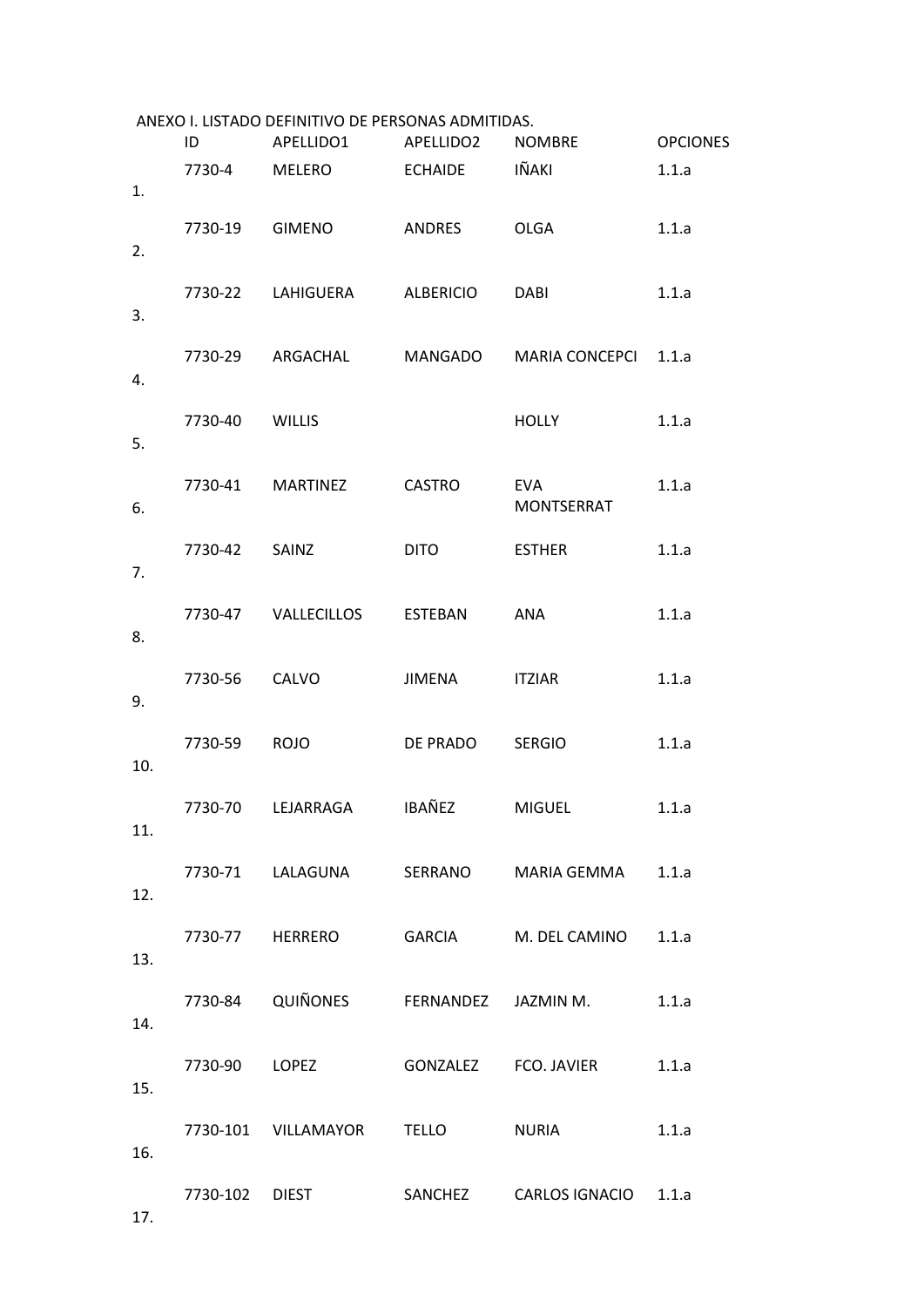ANEXO I. LISTADO DEFINITIVO DE PERSONAS ADMITIDAS.

| | ID | APELLIDO1 | APELLIDO2 | NOMBRE | OPCIONES |
|---|---|---|---|---|---|
| 1. | 7730-4 | MELERO | ECHAIDE | IÑAKI | 1.1.a |
| 2. | 7730-19 | GIMENO | ANDRES | OLGA | 1.1.a |
| 3. | 7730-22 | LAHIGUERA | ALBERICIO | DABI | 1.1.a |
| 4. | 7730-29 | ARGACHAL | MANGADO | MARIA CONCEPCI | 1.1.a |
| 5. | 7730-40 | WILLIS | | HOLLY | 1.1.a |
| 6. | 7730-41 | MARTINEZ | CASTRO | EVA MONTSERRAT | 1.1.a |
| 7. | 7730-42 | SAINZ | DITO | ESTHER | 1.1.a |
| 8. | 7730-47 | VALLECILLOS | ESTEBAN | ANA | 1.1.a |
| 9. | 7730-56 | CALVO | JIMENA | ITZIAR | 1.1.a |
| 10. | 7730-59 | ROJO | DE PRADO | SERGIO | 1.1.a |
| 11. | 7730-70 | LEJARRAGA | IBAÑEZ | MIGUEL | 1.1.a |
| 12. | 7730-71 | LALAGUNA | SERRANO | MARIA GEMMA | 1.1.a |
| 13. | 7730-77 | HERRERO | GARCIA | M. DEL CAMINO | 1.1.a |
| 14. | 7730-84 | QUIÑONES | FERNANDEZ | JAZMIN M. | 1.1.a |
| 15. | 7730-90 | LOPEZ | GONZALEZ | FCO. JAVIER | 1.1.a |
| 16. | 7730-101 | VILLAMAYOR | TELLO | NURIA | 1.1.a |
| 17. | 7730-102 | DIEST | SANCHEZ | CARLOS IGNACIO | 1.1.a |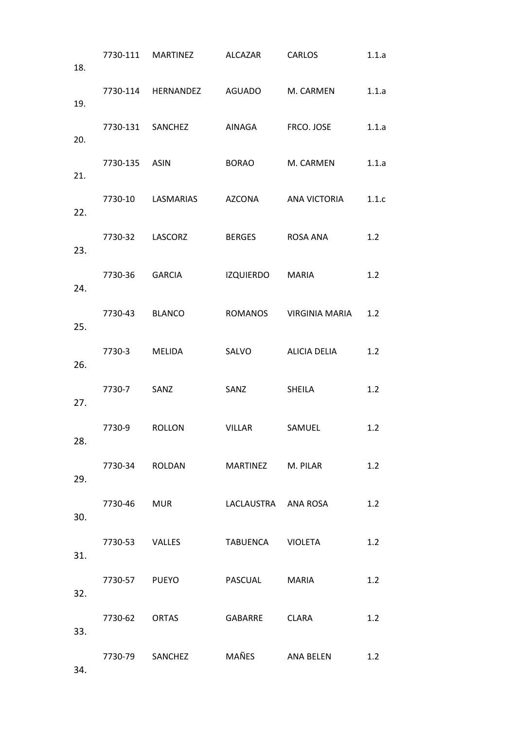| | | | | | |
|---|---|---|---|---|---|
| 18. | 7730-111 | MARTINEZ | ALCAZAR | CARLOS | 1.1.a |
| 19. | 7730-114 | HERNANDEZ | AGUADO | M. CARMEN | 1.1.a |
| 20. | 7730-131 | SANCHEZ | AINAGA | FRCO. JOSE | 1.1.a |
| 21. | 7730-135 | ASIN | BORAO | M. CARMEN | 1.1.a |
| 22. | 7730-10 | LASMARIAS | AZCONA | ANA VICTORIA | 1.1.c |
| 23. | 7730-32 | LASCORZ | BERGES | ROSA ANA | 1.2 |
| 24. | 7730-36 | GARCIA | IZQUIERDO | MARIA | 1.2 |
| 25. | 7730-43 | BLANCO | ROMANOS | VIRGINIA MARIA | 1.2 |
| 26. | 7730-3 | MELIDA | SALVO | ALICIA DELIA | 1.2 |
| 27. | 7730-7 | SANZ | SANZ | SHEILA | 1.2 |
| 28. | 7730-9 | ROLLON | VILLAR | SAMUEL | 1.2 |
| 29. | 7730-34 | ROLDAN | MARTINEZ | M. PILAR | 1.2 |
| 30. | 7730-46 | MUR | LACLAUSTRA | ANA ROSA | 1.2 |
| 31. | 7730-53 | VALLES | TABUENCA | VIOLETA | 1.2 |
| 32. | 7730-57 | PUEYO | PASCUAL | MARIA | 1.2 |
| 33. | 7730-62 | ORTAS | GABARRE | CLARA | 1.2 |
| 34. | 7730-79 | SANCHEZ | MAÑES | ANA BELEN | 1.2 |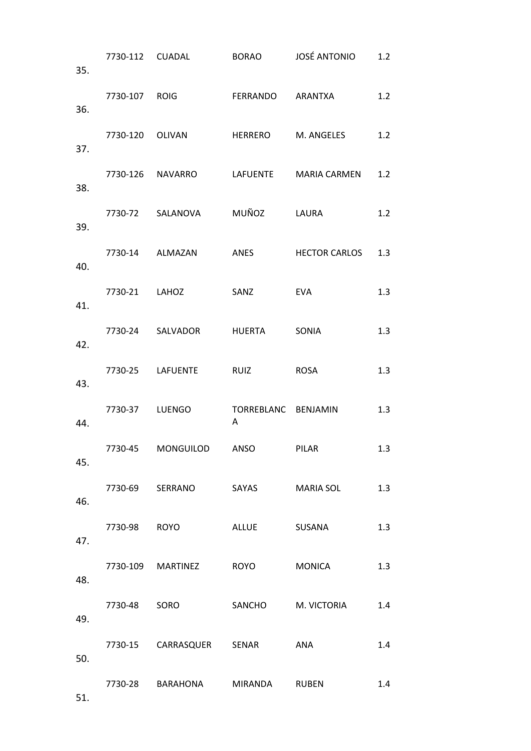| | | | | | |
|---|---|---|---|---|---|
| 35. | 7730-112 | CUADAL | BORAO | JOSÉ ANTONIO | 1.2 |
| 36. | 7730-107 | ROIG | FERRANDO | ARANTXA | 1.2 |
| 37. | 7730-120 | OLIVAN | HERRERO | M. ANGELES | 1.2 |
| 38. | 7730-126 | NAVARRO | LAFUENTE | MARIA CARMEN | 1.2 |
| 39. | 7730-72 | SALANOVA | MUÑOZ | LAURA | 1.2 |
| 40. | 7730-14 | ALMAZAN | ANES | HECTOR CARLOS | 1.3 |
| 41. | 7730-21 | LAHOZ | SANZ | EVA | 1.3 |
| 42. | 7730-24 | SALVADOR | HUERTA | SONIA | 1.3 |
| 43. | 7730-25 | LAFUENTE | RUIZ | ROSA | 1.3 |
| 44. | 7730-37 | LUENGO | TORREBLANCA | BENJAMIN | 1.3 |
| 45. | 7730-45 | MONGUILOD | ANSO | PILAR | 1.3 |
| 46. | 7730-69 | SERRANO | SAYAS | MARIA SOL | 1.3 |
| 47. | 7730-98 | ROYO | ALLUE | SUSANA | 1.3 |
| 48. | 7730-109 | MARTINEZ | ROYO | MONICA | 1.3 |
| 49. | 7730-48 | SORO | SANCHO | M. VICTORIA | 1.4 |
| 50. | 7730-15 | CARRASQUER | SENAR | ANA | 1.4 |
| 51. | 7730-28 | BARAHONA | MIRANDA | RUBEN | 1.4 |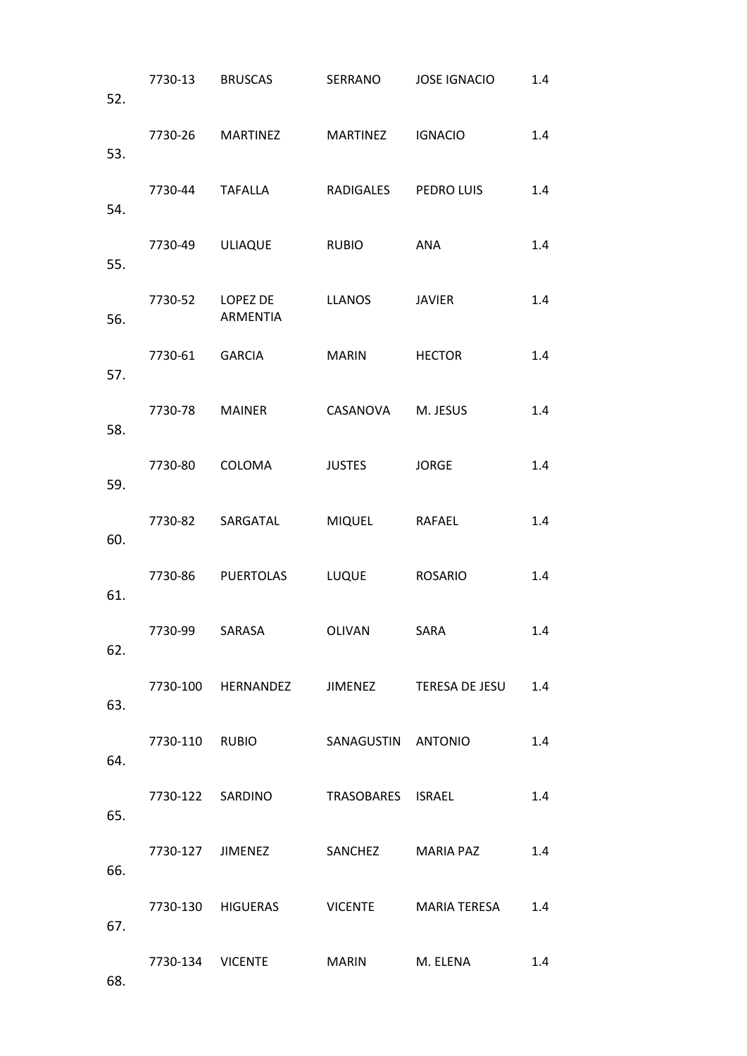| | | | | | |
|---|---|---|---|---|---|
| 52. | 7730-13 | BRUSCAS | SERRANO | JOSE IGNACIO | 1.4 |
| 53. | 7730-26 | MARTINEZ | MARTINEZ | IGNACIO | 1.4 |
| 54. | 7730-44 | TAFALLA | RADIGALES | PEDRO LUIS | 1.4 |
| 55. | 7730-49 | ULIAQUE | RUBIO | ANA | 1.4 |
| 56. | 7730-52 | LOPEZ DE ARMENTIA | LLANOS | JAVIER | 1.4 |
| 57. | 7730-61 | GARCIA | MARIN | HECTOR | 1.4 |
| 58. | 7730-78 | MAINER | CASANOVA | M. JESUS | 1.4 |
| 59. | 7730-80 | COLOMA | JUSTES | JORGE | 1.4 |
| 60. | 7730-82 | SARGATAL | MIQUEL | RAFAEL | 1.4 |
| 61. | 7730-86 | PUERTOLAS | LUQUE | ROSARIO | 1.4 |
| 62. | 7730-99 | SARASA | OLIVAN | SARA | 1.4 |
| 63. | 7730-100 | HERNANDEZ | JIMENEZ | TERESA DE JESU | 1.4 |
| 64. | 7730-110 | RUBIO | SANAGUSTIN | ANTONIO | 1.4 |
| 65. | 7730-122 | SARDINO | TRASOBARES | ISRAEL | 1.4 |
| 66. | 7730-127 | JIMENEZ | SANCHEZ | MARIA PAZ | 1.4 |
| 67. | 7730-130 | HIGUERAS | VICENTE | MARIA TERESA | 1.4 |
| 68. | 7730-134 | VICENTE | MARIN | M. ELENA | 1.4 |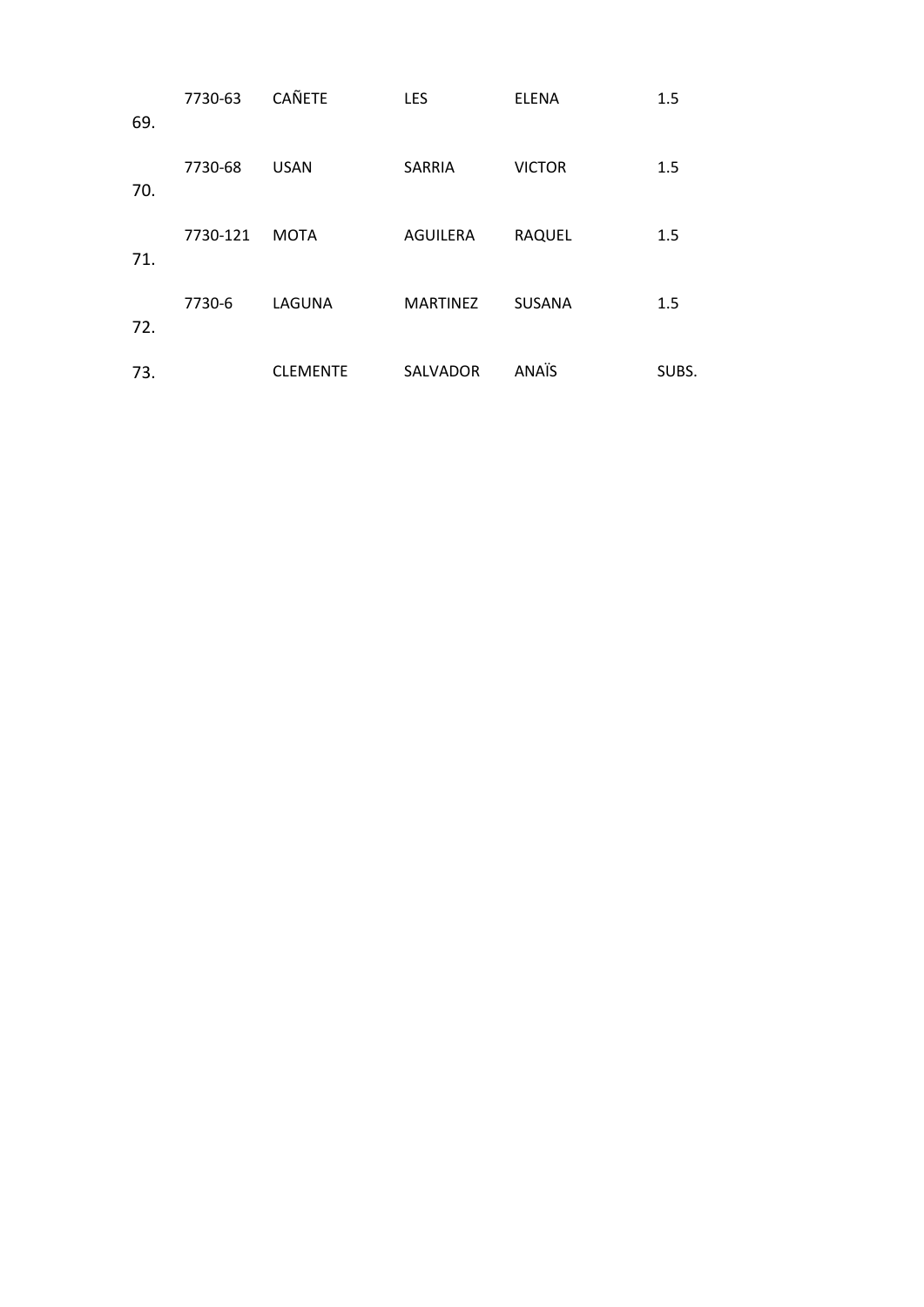| | | | | | |
|---|---|---|---|---|---|
| 69. | 7730-63 | CAÑETE | LES | ELENA | 1.5 |
| 70. | 7730-68 | USAN | SARRIA | VICTOR | 1.5 |
| 71. | 7730-121 | MOTA | AGUILERA | RAQUEL | 1.5 |
| 72. | 7730-6 | LAGUNA | MARTINEZ | SUSANA | 1.5 |
| 73. | | CLEMENTE | SALVADOR | ANAÏS | SUBS. |